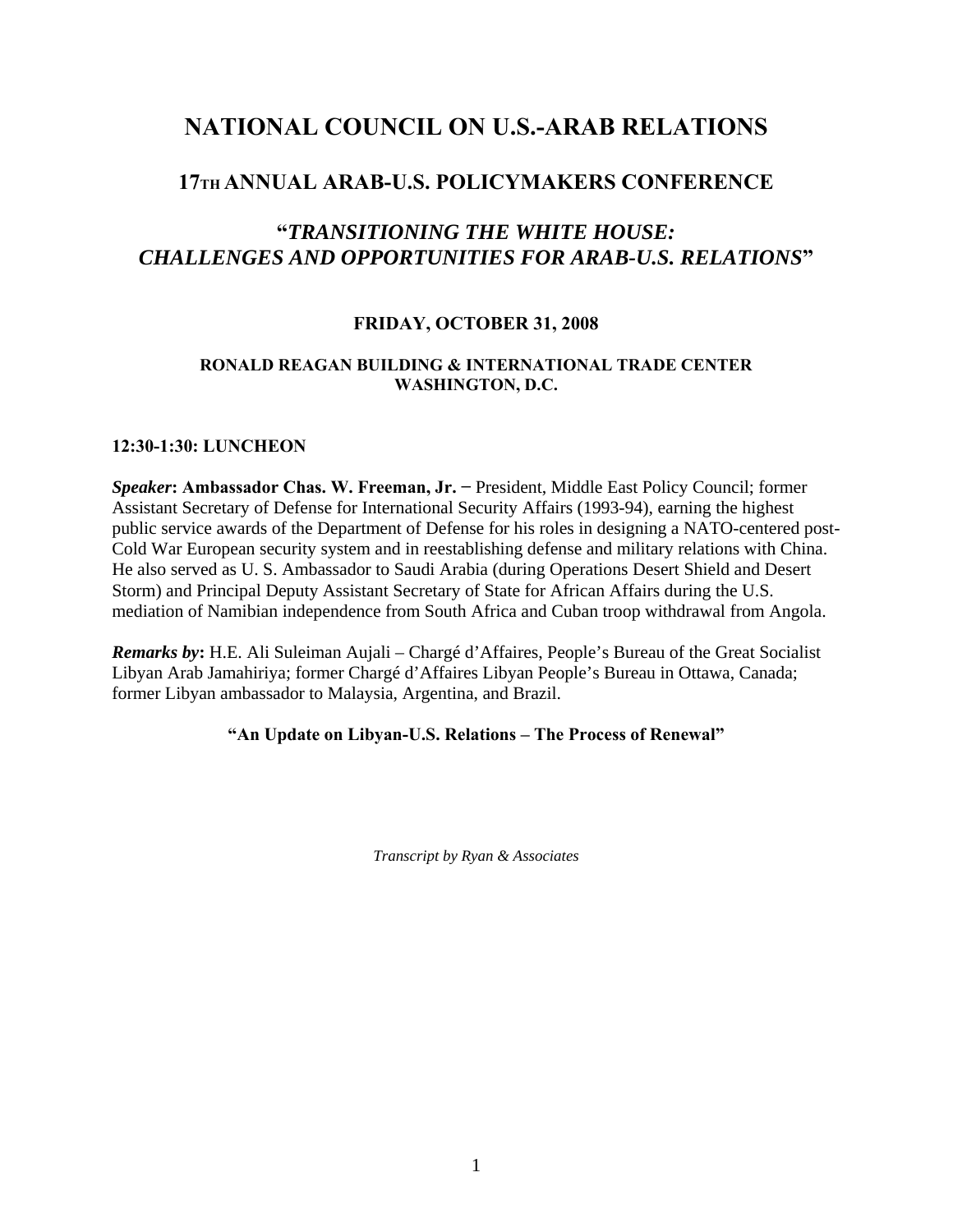# NATIONAL COUNCIL ON U.S.-ARAB RELATIONS

## 17TH ANNUAL ARAB-U.S. POLICYMAKERS CONFERENCE

## "*TRANSITIONING THE WHITE HOUSE: CHALLENGES AND OPPORTUNITIES FOR ARAB-U.S. RELATIONS*"

**FRIDAY, OCTOBER 31, 2008**

**RONALD REAGAN BUILDING & INTERNATIONAL TRADE CENTER**
**WASHINGTON, D.C.**

**12:30-1:30: LUNCHEON**

***Speaker*: Ambassador Chas. W. Freeman, Jr.** – President, Middle East Policy Council; former Assistant Secretary of Defense for International Security Affairs (1993-94), earning the highest public service awards of the Department of Defense for his roles in designing a NATO-centered post-Cold War European security system and in reestablishing defense and military relations with China. He also served as U. S. Ambassador to Saudi Arabia (during Operations Desert Shield and Desert Storm) and Principal Deputy Assistant Secretary of State for African Affairs during the U.S. mediation of Namibian independence from South Africa and Cuban troop withdrawal from Angola.

***Remarks by*:** H.E. Ali Suleiman Aujali – Chargé d'Affaires, People's Bureau of the Great Socialist Libyan Arab Jamahiriya; former Chargé d'Affaires Libyan People's Bureau in Ottawa, Canada; former Libyan ambassador to Malaysia, Argentina, and Brazil.

**"An Update on Libyan-U.S. Relations – The Process of Renewal"**

*Transcript by Ryan & Associates*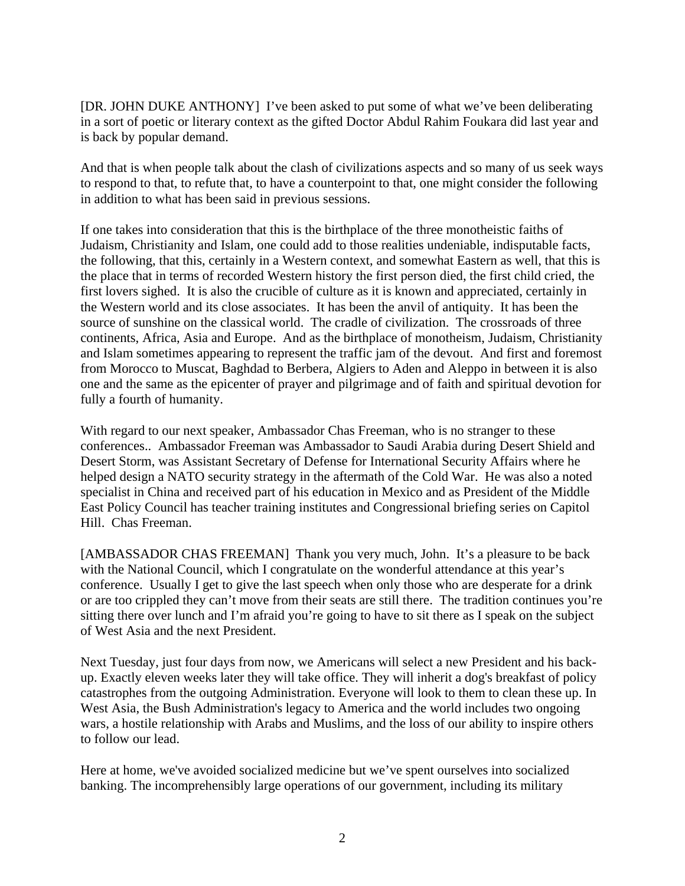[DR. JOHN DUKE ANTHONY] I've been asked to put some of what we've been deliberating in a sort of poetic or literary context as the gifted Doctor Abdul Rahim Foukara did last year and is back by popular demand.

And that is when people talk about the clash of civilizations aspects and so many of us seek ways to respond to that, to refute that, to have a counterpoint to that, one might consider the following in addition to what has been said in previous sessions.

If one takes into consideration that this is the birthplace of the three monotheistic faiths of Judaism, Christianity and Islam, one could add to those realities undeniable, indisputable facts, the following, that this, certainly in a Western context, and somewhat Eastern as well, that this is the place that in terms of recorded Western history the first person died, the first child cried, the first lovers sighed. It is also the crucible of culture as it is known and appreciated, certainly in the Western world and its close associates. It has been the anvil of antiquity. It has been the source of sunshine on the classical world. The cradle of civilization. The crossroads of three continents, Africa, Asia and Europe. And as the birthplace of monotheism, Judaism, Christianity and Islam sometimes appearing to represent the traffic jam of the devout. And first and foremost from Morocco to Muscat, Baghdad to Berbera, Algiers to Aden and Aleppo in between it is also one and the same as the epicenter of prayer and pilgrimage and of faith and spiritual devotion for fully a fourth of humanity.

With regard to our next speaker, Ambassador Chas Freeman, who is no stranger to these conferences.. Ambassador Freeman was Ambassador to Saudi Arabia during Desert Shield and Desert Storm, was Assistant Secretary of Defense for International Security Affairs where he helped design a NATO security strategy in the aftermath of the Cold War. He was also a noted specialist in China and received part of his education in Mexico and as President of the Middle East Policy Council has teacher training institutes and Congressional briefing series on Capitol Hill. Chas Freeman.

[AMBASSADOR CHAS FREEMAN] Thank you very much, John. It's a pleasure to be back with the National Council, which I congratulate on the wonderful attendance at this year's conference. Usually I get to give the last speech when only those who are desperate for a drink or are too crippled they can't move from their seats are still there. The tradition continues you're sitting there over lunch and I'm afraid you're going to have to sit there as I speak on the subject of West Asia and the next President.

Next Tuesday, just four days from now, we Americans will select a new President and his back-up. Exactly eleven weeks later they will take office. They will inherit a dog's breakfast of policy catastrophes from the outgoing Administration. Everyone will look to them to clean these up. In West Asia, the Bush Administration's legacy to America and the world includes two ongoing wars, a hostile relationship with Arabs and Muslims, and the loss of our ability to inspire others to follow our lead.

Here at home, we've avoided socialized medicine but we've spent ourselves into socialized banking. The incomprehensibly large operations of our government, including its military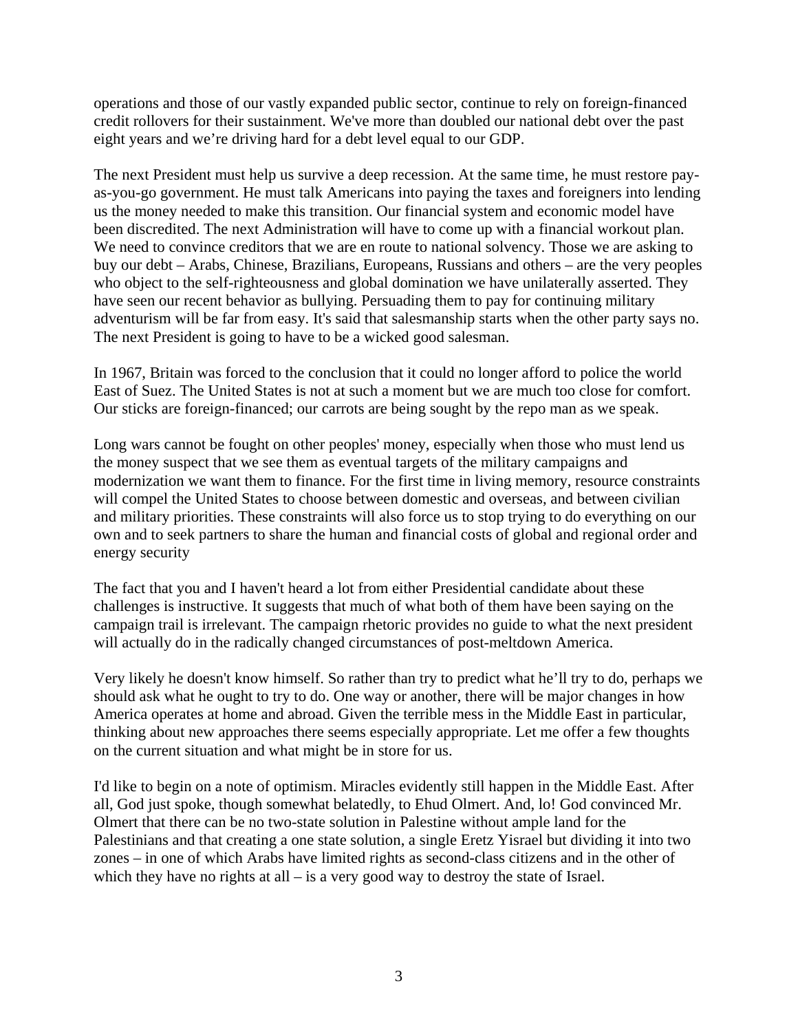operations and those of our vastly expanded public sector, continue to rely on foreign-financed credit rollovers for their sustainment. We've more than doubled our national debt over the past eight years and we're driving hard for a debt level equal to our GDP.

The next President must help us survive a deep recession. At the same time, he must restore pay-as-you-go government. He must talk Americans into paying the taxes and foreigners into lending us the money needed to make this transition. Our financial system and economic model have been discredited. The next Administration will have to come up with a financial workout plan. We need to convince creditors that we are en route to national solvency. Those we are asking to buy our debt – Arabs, Chinese, Brazilians, Europeans, Russians and others – are the very peoples who object to the self-righteousness and global domination we have unilaterally asserted. They have seen our recent behavior as bullying. Persuading them to pay for continuing military adventurism will be far from easy. It's said that salesmanship starts when the other party says no. The next President is going to have to be a wicked good salesman.

In 1967, Britain was forced to the conclusion that it could no longer afford to police the world East of Suez. The United States is not at such a moment but we are much too close for comfort. Our sticks are foreign-financed; our carrots are being sought by the repo man as we speak.

Long wars cannot be fought on other peoples' money, especially when those who must lend us the money suspect that we see them as eventual targets of the military campaigns and modernization we want them to finance. For the first time in living memory, resource constraints will compel the United States to choose between domestic and overseas, and between civilian and military priorities. These constraints will also force us to stop trying to do everything on our own and to seek partners to share the human and financial costs of global and regional order and energy security

The fact that you and I haven't heard a lot from either Presidential candidate about these challenges is instructive. It suggests that much of what both of them have been saying on the campaign trail is irrelevant. The campaign rhetoric provides no guide to what the next president will actually do in the radically changed circumstances of post-meltdown America.

Very likely he doesn't know himself. So rather than try to predict what he'll try to do, perhaps we should ask what he ought to try to do. One way or another, there will be major changes in how America operates at home and abroad. Given the terrible mess in the Middle East in particular, thinking about new approaches there seems especially appropriate. Let me offer a few thoughts on the current situation and what might be in store for us.

I'd like to begin on a note of optimism. Miracles evidently still happen in the Middle East. After all, God just spoke, though somewhat belatedly, to Ehud Olmert. And, lo! God convinced Mr. Olmert that there can be no two-state solution in Palestine without ample land for the Palestinians and that creating a one state solution, a single Eretz Yisrael but dividing it into two zones – in one of which Arabs have limited rights as second-class citizens and in the other of which they have no rights at all – is a very good way to destroy the state of Israel.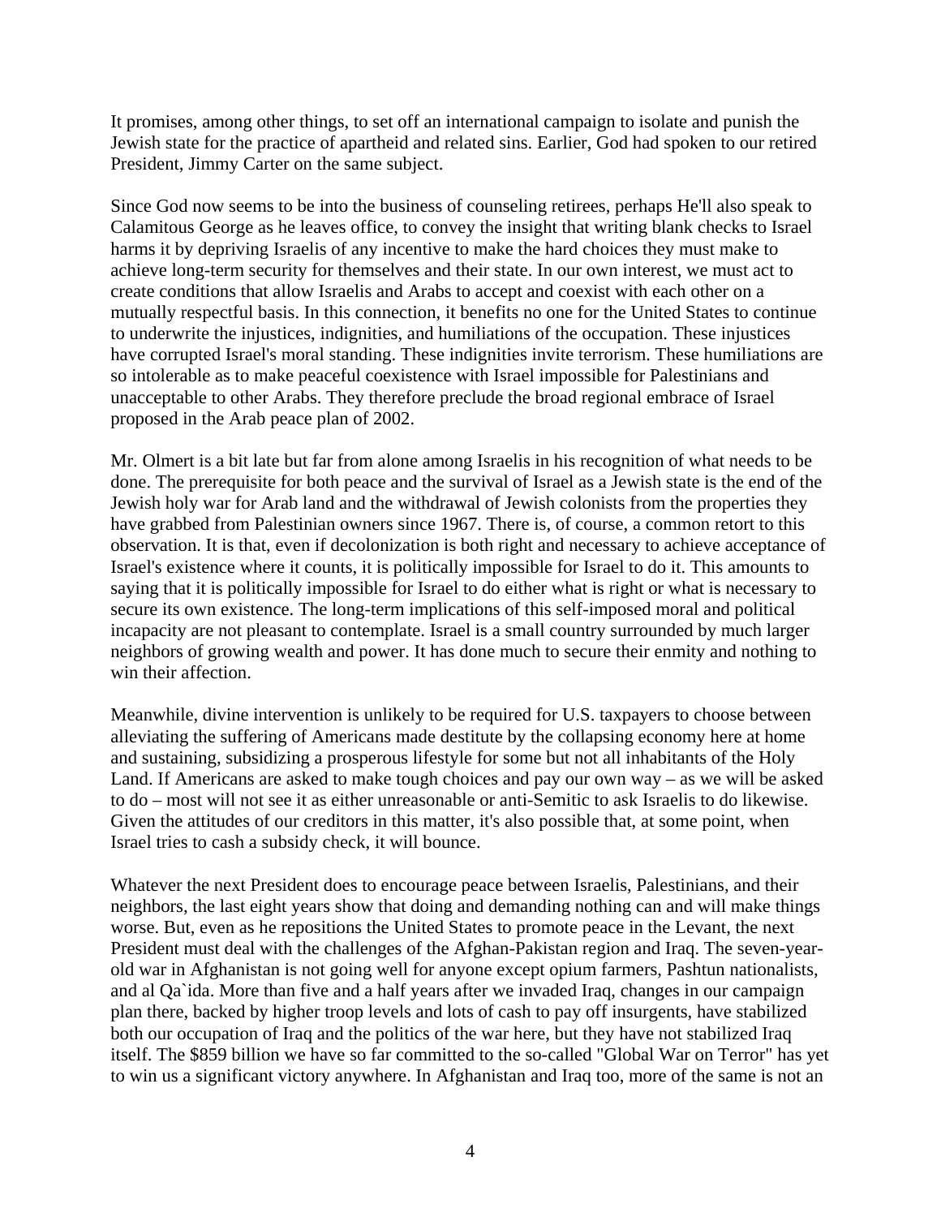It promises, among other things, to set off an international campaign to isolate and punish the Jewish state for the practice of apartheid and related sins. Earlier, God had spoken to our retired President, Jimmy Carter on the same subject.

Since God now seems to be into the business of counseling retirees, perhaps He'll also speak to Calamitous George as he leaves office, to convey the insight that writing blank checks to Israel harms it by depriving Israelis of any incentive to make the hard choices they must make to achieve long-term security for themselves and their state. In our own interest, we must act to create conditions that allow Israelis and Arabs to accept and coexist with each other on a mutually respectful basis. In this connection, it benefits no one for the United States to continue to underwrite the injustices, indignities, and humiliations of the occupation. These injustices have corrupted Israel's moral standing. These indignities invite terrorism. These humiliations are so intolerable as to make peaceful coexistence with Israel impossible for Palestinians and unacceptable to other Arabs. They therefore preclude the broad regional embrace of Israel proposed in the Arab peace plan of 2002.

Mr. Olmert is a bit late but far from alone among Israelis in his recognition of what needs to be done. The prerequisite for both peace and the survival of Israel as a Jewish state is the end of the Jewish holy war for Arab land and the withdrawal of Jewish colonists from the properties they have grabbed from Palestinian owners since 1967. There is, of course, a common retort to this observation. It is that, even if decolonization is both right and necessary to achieve acceptance of Israel's existence where it counts, it is politically impossible for Israel to do it. This amounts to saying that it is politically impossible for Israel to do either what is right or what is necessary to secure its own existence. The long-term implications of this self-imposed moral and political incapacity are not pleasant to contemplate. Israel is a small country surrounded by much larger neighbors of growing wealth and power. It has done much to secure their enmity and nothing to win their affection.

Meanwhile, divine intervention is unlikely to be required for U.S. taxpayers to choose between alleviating the suffering of Americans made destitute by the collapsing economy here at home and sustaining, subsidizing a prosperous lifestyle for some but not all inhabitants of the Holy Land. If Americans are asked to make tough choices and pay our own way – as we will be asked to do – most will not see it as either unreasonable or anti-Semitic to ask Israelis to do likewise. Given the attitudes of our creditors in this matter, it's also possible that, at some point, when Israel tries to cash a subsidy check, it will bounce.

Whatever the next President does to encourage peace between Israelis, Palestinians, and their neighbors, the last eight years show that doing and demanding nothing can and will make things worse. But, even as he repositions the United States to promote peace in the Levant, the next President must deal with the challenges of the Afghan-Pakistan region and Iraq. The seven-year-old war in Afghanistan is not going well for anyone except opium farmers, Pashtun nationalists, and al Qa`ida. More than five and a half years after we invaded Iraq, changes in our campaign plan there, backed by higher troop levels and lots of cash to pay off insurgents, have stabilized both our occupation of Iraq and the politics of the war here, but they have not stabilized Iraq itself. The $859 billion we have so far committed to the so-called "Global War on Terror" has yet to win us a significant victory anywhere. In Afghanistan and Iraq too, more of the same is not an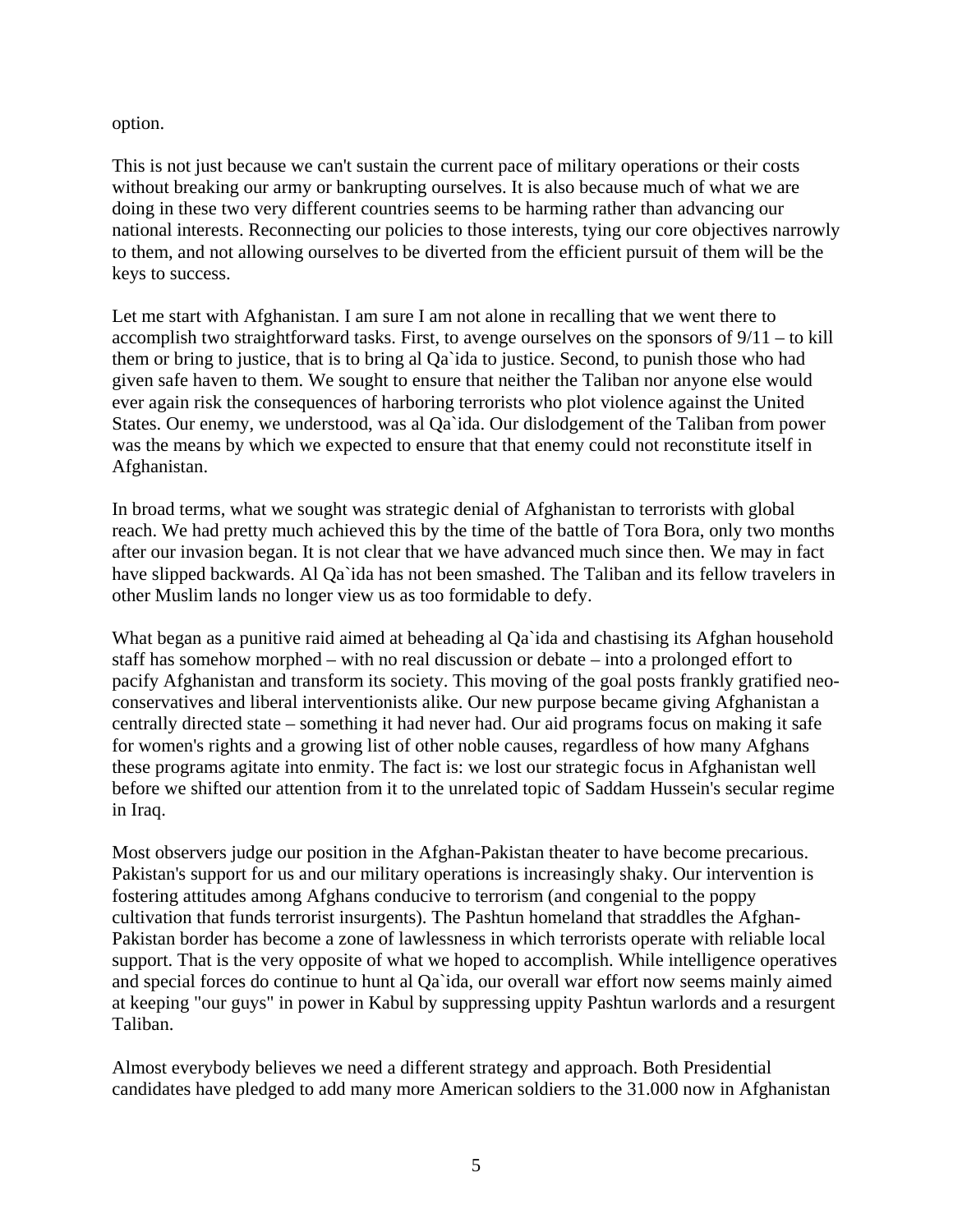option.

This is not just because we can't sustain the current pace of military operations or their costs without breaking our army or bankrupting ourselves. It is also because much of what we are doing in these two very different countries seems to be harming rather than advancing our national interests. Reconnecting our policies to those interests, tying our core objectives narrowly to them, and not allowing ourselves to be diverted from the efficient pursuit of them will be the keys to success.

Let me start with Afghanistan. I am sure I am not alone in recalling that we went there to accomplish two straightforward tasks. First, to avenge ourselves on the sponsors of 9/11 – to kill them or bring to justice, that is to bring al Qa`ida to justice. Second, to punish those who had given safe haven to them. We sought to ensure that neither the Taliban nor anyone else would ever again risk the consequences of harboring terrorists who plot violence against the United States. Our enemy, we understood, was al Qa`ida. Our dislodgement of the Taliban from power was the means by which we expected to ensure that that enemy could not reconstitute itself in Afghanistan.

In broad terms, what we sought was strategic denial of Afghanistan to terrorists with global reach. We had pretty much achieved this by the time of the battle of Tora Bora, only two months after our invasion began. It is not clear that we have advanced much since then. We may in fact have slipped backwards. Al Qa`ida has not been smashed. The Taliban and its fellow travelers in other Muslim lands no longer view us as too formidable to defy.

What began as a punitive raid aimed at beheading al Qa`ida and chastising its Afghan household staff has somehow morphed – with no real discussion or debate – into a prolonged effort to pacify Afghanistan and transform its society. This moving of the goal posts frankly gratified neo-conservatives and liberal interventionists alike. Our new purpose became giving Afghanistan a centrally directed state – something it had never had. Our aid programs focus on making it safe for women's rights and a growing list of other noble causes, regardless of how many Afghans these programs agitate into enmity. The fact is: we lost our strategic focus in Afghanistan well before we shifted our attention from it to the unrelated topic of Saddam Hussein's secular regime in Iraq.

Most observers judge our position in the Afghan-Pakistan theater to have become precarious. Pakistan's support for us and our military operations is increasingly shaky. Our intervention is fostering attitudes among Afghans conducive to terrorism (and congenial to the poppy cultivation that funds terrorist insurgents). The Pashtun homeland that straddles the Afghan-Pakistan border has become a zone of lawlessness in which terrorists operate with reliable local support. That is the very opposite of what we hoped to accomplish. While intelligence operatives and special forces do continue to hunt al Qa`ida, our overall war effort now seems mainly aimed at keeping "our guys" in power in Kabul by suppressing uppity Pashtun warlords and a resurgent Taliban.

Almost everybody believes we need a different strategy and approach. Both Presidential candidates have pledged to add many more American soldiers to the 31.000 now in Afghanistan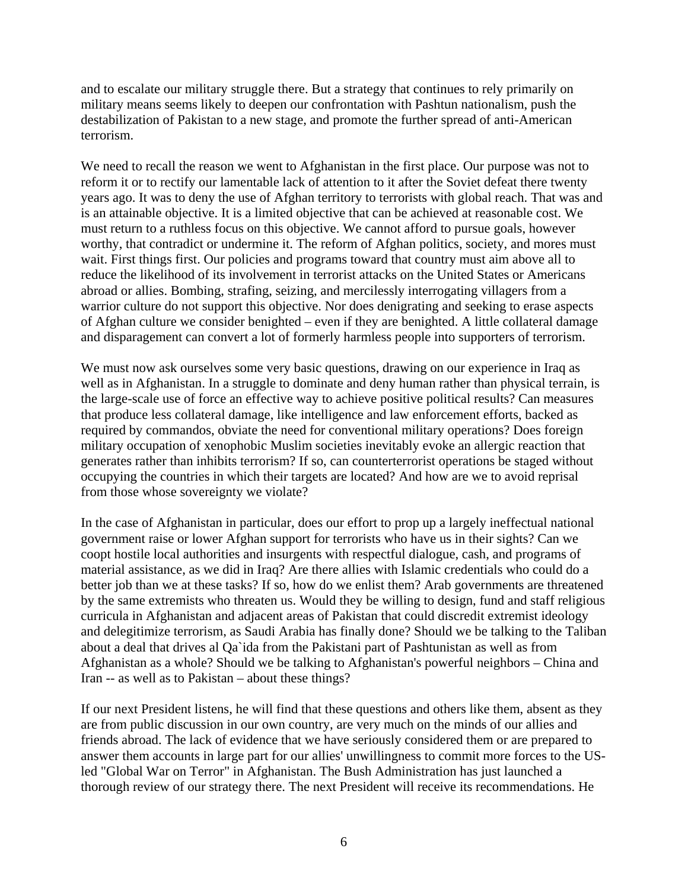and to escalate our military struggle there. But a strategy that continues to rely primarily on military means seems likely to deepen our confrontation with Pashtun nationalism, push the destabilization of Pakistan to a new stage, and promote the further spread of anti-American terrorism.

We need to recall the reason we went to Afghanistan in the first place. Our purpose was not to reform it or to rectify our lamentable lack of attention to it after the Soviet defeat there twenty years ago. It was to deny the use of Afghan territory to terrorists with global reach. That was and is an attainable objective. It is a limited objective that can be achieved at reasonable cost. We must return to a ruthless focus on this objective. We cannot afford to pursue goals, however worthy, that contradict or undermine it. The reform of Afghan politics, society, and mores must wait. First things first. Our policies and programs toward that country must aim above all to reduce the likelihood of its involvement in terrorist attacks on the United States or Americans abroad or allies. Bombing, strafing, seizing, and mercilessly interrogating villagers from a warrior culture do not support this objective. Nor does denigrating and seeking to erase aspects of Afghan culture we consider benighted – even if they are benighted. A little collateral damage and disparagement can convert a lot of formerly harmless people into supporters of terrorism.

We must now ask ourselves some very basic questions, drawing on our experience in Iraq as well as in Afghanistan. In a struggle to dominate and deny human rather than physical terrain, is the large-scale use of force an effective way to achieve positive political results? Can measures that produce less collateral damage, like intelligence and law enforcement efforts, backed as required by commandos, obviate the need for conventional military operations? Does foreign military occupation of xenophobic Muslim societies inevitably evoke an allergic reaction that generates rather than inhibits terrorism? If so, can counterterrorist operations be staged without occupying the countries in which their targets are located? And how are we to avoid reprisal from those whose sovereignty we violate?

In the case of Afghanistan in particular, does our effort to prop up a largely ineffectual national government raise or lower Afghan support for terrorists who have us in their sights? Can we coopt hostile local authorities and insurgents with respectful dialogue, cash, and programs of material assistance, as we did in Iraq? Are there allies with Islamic credentials who could do a better job than we at these tasks? If so, how do we enlist them? Arab governments are threatened by the same extremists who threaten us. Would they be willing to design, fund and staff religious curricula in Afghanistan and adjacent areas of Pakistan that could discredit extremist ideology and delegitimize terrorism, as Saudi Arabia has finally done? Should we be talking to the Taliban about a deal that drives al Qa`ida from the Pakistani part of Pashtunistan as well as from Afghanistan as a whole? Should we be talking to Afghanistan's powerful neighbors – China and Iran -- as well as to Pakistan – about these things?

If our next President listens, he will find that these questions and others like them, absent as they are from public discussion in our own country, are very much on the minds of our allies and friends abroad. The lack of evidence that we have seriously considered them or are prepared to answer them accounts in large part for our allies' unwillingness to commit more forces to the US-led "Global War on Terror" in Afghanistan. The Bush Administration has just launched a thorough review of our strategy there. The next President will receive its recommendations. He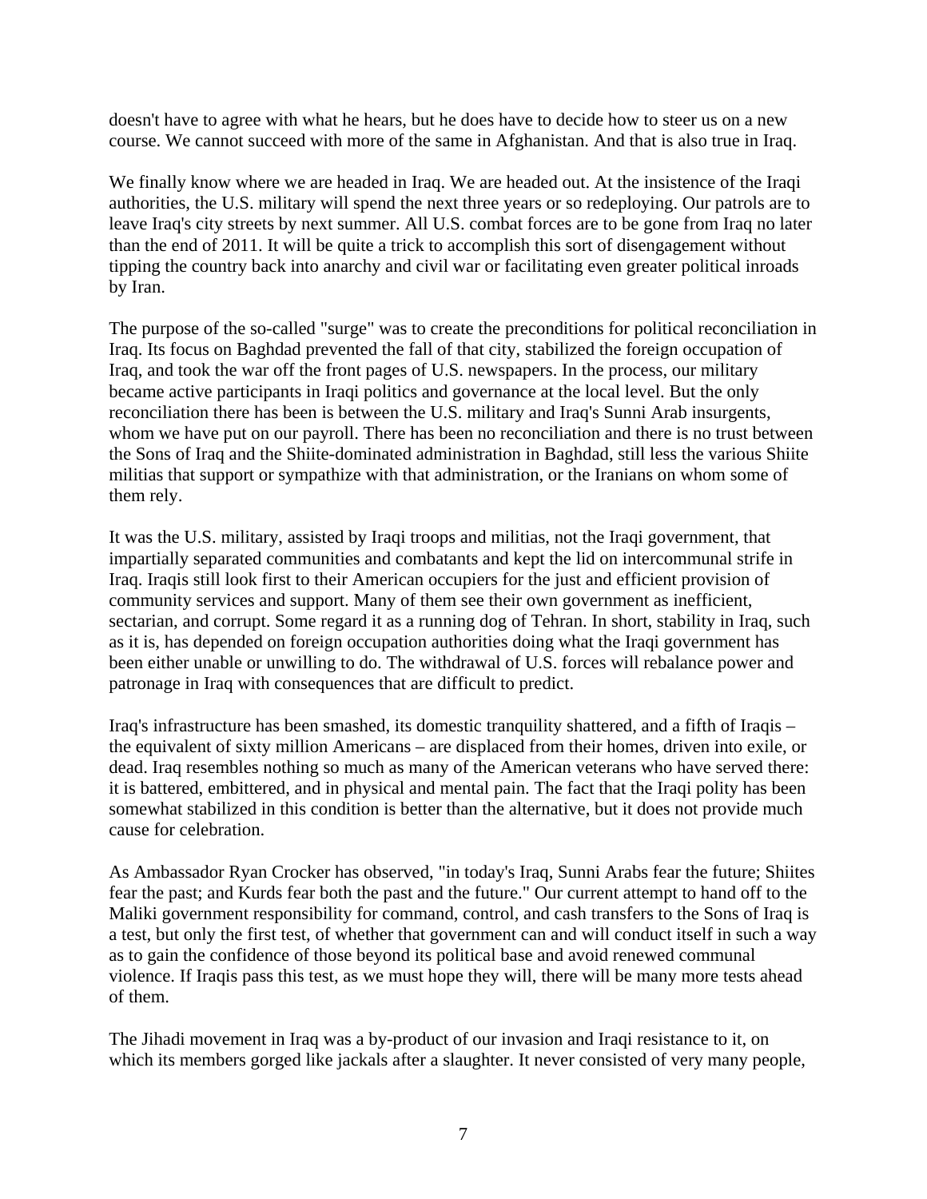doesn't have to agree with what he hears, but he does have to decide how to steer us on a new course. We cannot succeed with more of the same in Afghanistan. And that is also true in Iraq.

We finally know where we are headed in Iraq. We are headed out. At the insistence of the Iraqi authorities, the U.S. military will spend the next three years or so redeploying. Our patrols are to leave Iraq's city streets by next summer. All U.S. combat forces are to be gone from Iraq no later than the end of 2011. It will be quite a trick to accomplish this sort of disengagement without tipping the country back into anarchy and civil war or facilitating even greater political inroads by Iran.

The purpose of the so-called "surge" was to create the preconditions for political reconciliation in Iraq. Its focus on Baghdad prevented the fall of that city, stabilized the foreign occupation of Iraq, and took the war off the front pages of U.S. newspapers. In the process, our military became active participants in Iraqi politics and governance at the local level. But the only reconciliation there has been is between the U.S. military and Iraq's Sunni Arab insurgents, whom we have put on our payroll. There has been no reconciliation and there is no trust between the Sons of Iraq and the Shiite-dominated administration in Baghdad, still less the various Shiite militias that support or sympathize with that administration, or the Iranians on whom some of them rely.

It was the U.S. military, assisted by Iraqi troops and militias, not the Iraqi government, that impartially separated communities and combatants and kept the lid on intercommunal strife in Iraq. Iraqis still look first to their American occupiers for the just and efficient provision of community services and support. Many of them see their own government as inefficient, sectarian, and corrupt. Some regard it as a running dog of Tehran. In short, stability in Iraq, such as it is, has depended on foreign occupation authorities doing what the Iraqi government has been either unable or unwilling to do. The withdrawal of U.S. forces will rebalance power and patronage in Iraq with consequences that are difficult to predict.

Iraq's infrastructure has been smashed, its domestic tranquility shattered, and a fifth of Iraqis – the equivalent of sixty million Americans – are displaced from their homes, driven into exile, or dead. Iraq resembles nothing so much as many of the American veterans who have served there: it is battered, embittered, and in physical and mental pain. The fact that the Iraqi polity has been somewhat stabilized in this condition is better than the alternative, but it does not provide much cause for celebration.

As Ambassador Ryan Crocker has observed, "in today's Iraq, Sunni Arabs fear the future; Shiites fear the past; and Kurds fear both the past and the future." Our current attempt to hand off to the Maliki government responsibility for command, control, and cash transfers to the Sons of Iraq is a test, but only the first test, of whether that government can and will conduct itself in such a way as to gain the confidence of those beyond its political base and avoid renewed communal violence. If Iraqis pass this test, as we must hope they will, there will be many more tests ahead of them.

The Jihadi movement in Iraq was a by-product of our invasion and Iraqi resistance to it, on which its members gorged like jackals after a slaughter. It never consisted of very many people,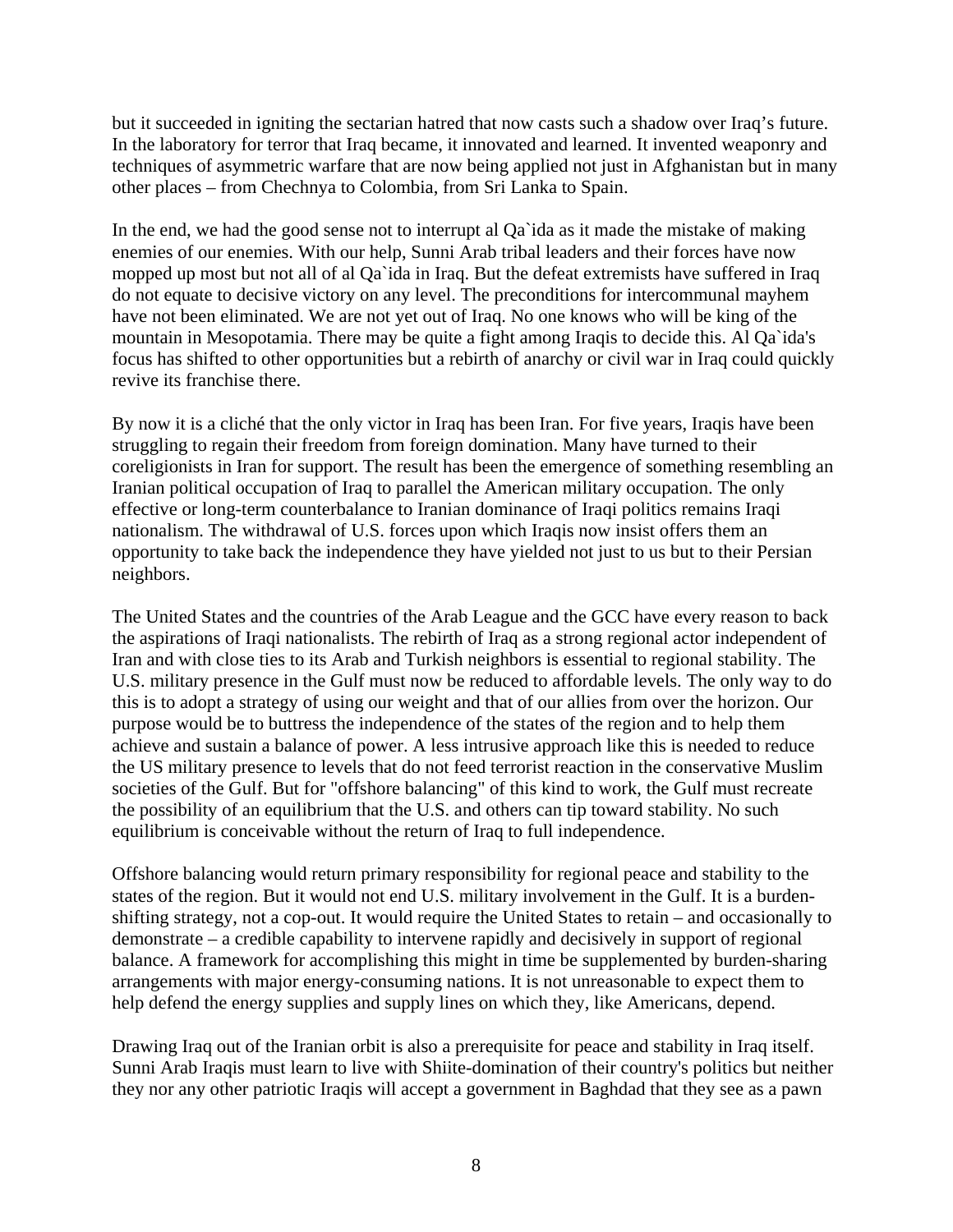but it succeeded in igniting the sectarian hatred that now casts such a shadow over Iraq's future. In the laboratory for terror that Iraq became, it innovated and learned. It invented weaponry and techniques of asymmetric warfare that are now being applied not just in Afghanistan but in many other places – from Chechnya to Colombia, from Sri Lanka to Spain.

In the end, we had the good sense not to interrupt al Qa`ida as it made the mistake of making enemies of our enemies. With our help, Sunni Arab tribal leaders and their forces have now mopped up most but not all of al Qa`ida in Iraq. But the defeat extremists have suffered in Iraq do not equate to decisive victory on any level. The preconditions for intercommunal mayhem have not been eliminated. We are not yet out of Iraq. No one knows who will be king of the mountain in Mesopotamia. There may be quite a fight among Iraqis to decide this. Al Qa`ida's focus has shifted to other opportunities but a rebirth of anarchy or civil war in Iraq could quickly revive its franchise there.

By now it is a cliché that the only victor in Iraq has been Iran. For five years, Iraqis have been struggling to regain their freedom from foreign domination. Many have turned to their coreligionists in Iran for support. The result has been the emergence of something resembling an Iranian political occupation of Iraq to parallel the American military occupation. The only effective or long-term counterbalance to Iranian dominance of Iraqi politics remains Iraqi nationalism. The withdrawal of U.S. forces upon which Iraqis now insist offers them an opportunity to take back the independence they have yielded not just to us but to their Persian neighbors.

The United States and the countries of the Arab League and the GCC have every reason to back the aspirations of Iraqi nationalists. The rebirth of Iraq as a strong regional actor independent of Iran and with close ties to its Arab and Turkish neighbors is essential to regional stability. The U.S. military presence in the Gulf must now be reduced to affordable levels. The only way to do this is to adopt a strategy of using our weight and that of our allies from over the horizon. Our purpose would be to buttress the independence of the states of the region and to help them achieve and sustain a balance of power. A less intrusive approach like this is needed to reduce the US military presence to levels that do not feed terrorist reaction in the conservative Muslim societies of the Gulf. But for "offshore balancing" of this kind to work, the Gulf must recreate the possibility of an equilibrium that the U.S. and others can tip toward stability. No such equilibrium is conceivable without the return of Iraq to full independence.

Offshore balancing would return primary responsibility for regional peace and stability to the states of the region. But it would not end U.S. military involvement in the Gulf. It is a burden-shifting strategy, not a cop-out. It would require the United States to retain – and occasionally to demonstrate – a credible capability to intervene rapidly and decisively in support of regional balance. A framework for accomplishing this might in time be supplemented by burden-sharing arrangements with major energy-consuming nations. It is not unreasonable to expect them to help defend the energy supplies and supply lines on which they, like Americans, depend.

Drawing Iraq out of the Iranian orbit is also a prerequisite for peace and stability in Iraq itself. Sunni Arab Iraqis must learn to live with Shiite-domination of their country's politics but neither they nor any other patriotic Iraqis will accept a government in Baghdad that they see as a pawn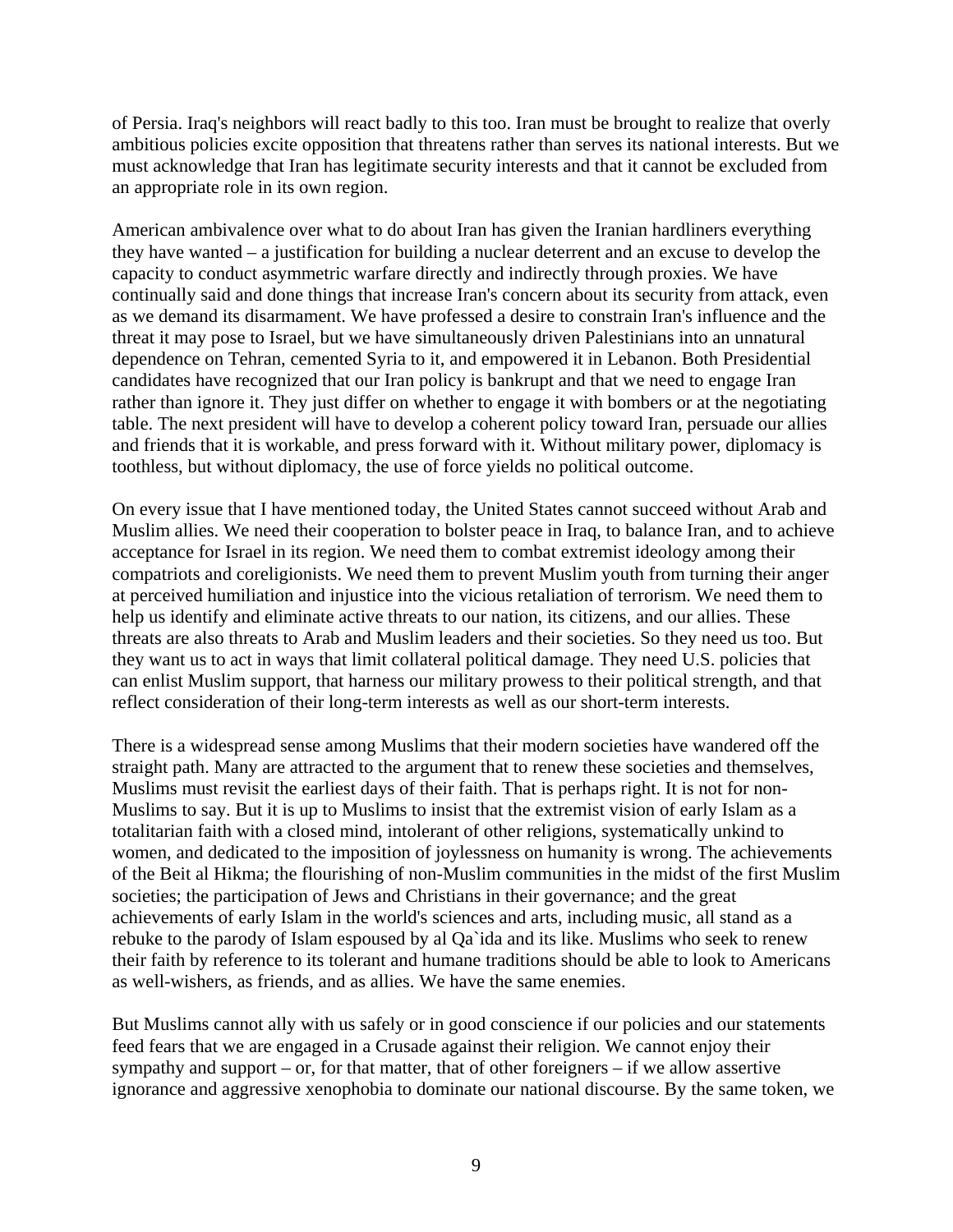of Persia. Iraq's neighbors will react badly to this too. Iran must be brought to realize that overly ambitious policies excite opposition that threatens rather than serves its national interests. But we must acknowledge that Iran has legitimate security interests and that it cannot be excluded from an appropriate role in its own region.

American ambivalence over what to do about Iran has given the Iranian hardliners everything they have wanted – a justification for building a nuclear deterrent and an excuse to develop the capacity to conduct asymmetric warfare directly and indirectly through proxies. We have continually said and done things that increase Iran's concern about its security from attack, even as we demand its disarmament. We have professed a desire to constrain Iran's influence and the threat it may pose to Israel, but we have simultaneously driven Palestinians into an unnatural dependence on Tehran, cemented Syria to it, and empowered it in Lebanon. Both Presidential candidates have recognized that our Iran policy is bankrupt and that we need to engage Iran rather than ignore it. They just differ on whether to engage it with bombers or at the negotiating table. The next president will have to develop a coherent policy toward Iran, persuade our allies and friends that it is workable, and press forward with it. Without military power, diplomacy is toothless, but without diplomacy, the use of force yields no political outcome.

On every issue that I have mentioned today, the United States cannot succeed without Arab and Muslim allies. We need their cooperation to bolster peace in Iraq, to balance Iran, and to achieve acceptance for Israel in its region. We need them to combat extremist ideology among their compatriots and coreligionists. We need them to prevent Muslim youth from turning their anger at perceived humiliation and injustice into the vicious retaliation of terrorism. We need them to help us identify and eliminate active threats to our nation, its citizens, and our allies. These threats are also threats to Arab and Muslim leaders and their societies. So they need us too. But they want us to act in ways that limit collateral political damage. They need U.S. policies that can enlist Muslim support, that harness our military prowess to their political strength, and that reflect consideration of their long-term interests as well as our short-term interests.

There is a widespread sense among Muslims that their modern societies have wandered off the straight path. Many are attracted to the argument that to renew these societies and themselves, Muslims must revisit the earliest days of their faith. That is perhaps right. It is not for non-Muslims to say. But it is up to Muslims to insist that the extremist vision of early Islam as a totalitarian faith with a closed mind, intolerant of other religions, systematically unkind to women, and dedicated to the imposition of joylessness on humanity is wrong. The achievements of the Beit al Hikma; the flourishing of non-Muslim communities in the midst of the first Muslim societies; the participation of Jews and Christians in their governance; and the great achievements of early Islam in the world's sciences and arts, including music, all stand as a rebuke to the parody of Islam espoused by al Qa`ida and its like. Muslims who seek to renew their faith by reference to its tolerant and humane traditions should be able to look to Americans as well-wishers, as friends, and as allies. We have the same enemies.

But Muslims cannot ally with us safely or in good conscience if our policies and our statements feed fears that we are engaged in a Crusade against their religion. We cannot enjoy their sympathy and support – or, for that matter, that of other foreigners – if we allow assertive ignorance and aggressive xenophobia to dominate our national discourse. By the same token, we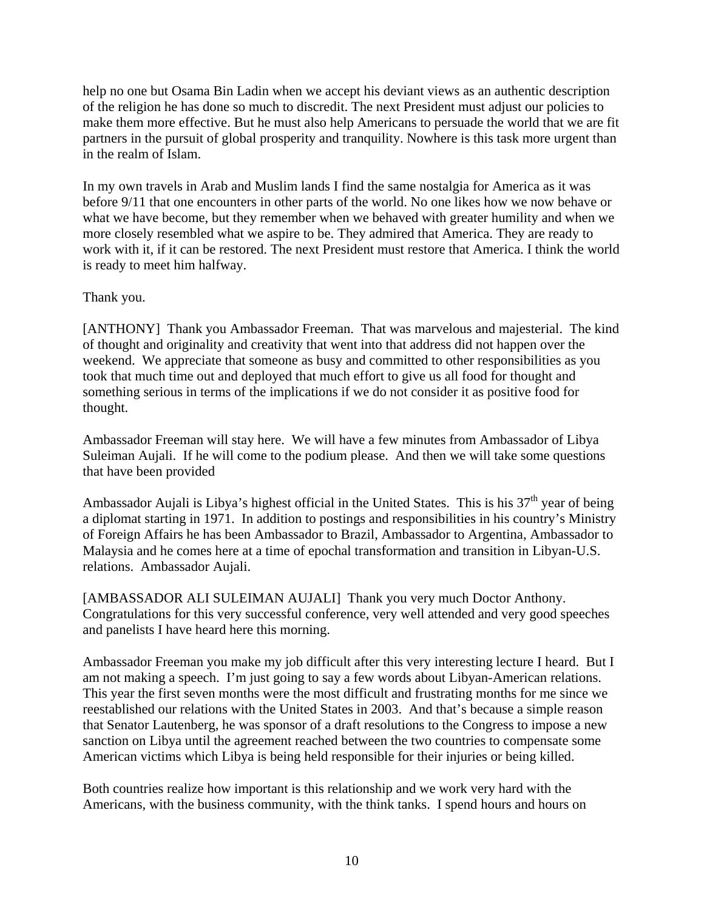help no one but Osama Bin Ladin when we accept his deviant views as an authentic description of the religion he has done so much to discredit. The next President must adjust our policies to make them more effective. But he must also help Americans to persuade the world that we are fit partners in the pursuit of global prosperity and tranquility. Nowhere is this task more urgent than in the realm of Islam.

In my own travels in Arab and Muslim lands I find the same nostalgia for America as it was before 9/11 that one encounters in other parts of the world. No one likes how we now behave or what we have become, but they remember when we behaved with greater humility and when we more closely resembled what we aspire to be. They admired that America. They are ready to work with it, if it can be restored. The next President must restore that America. I think the world is ready to meet him halfway.

Thank you.

[ANTHONY] Thank you Ambassador Freeman. That was marvelous and majesterial. The kind of thought and originality and creativity that went into that address did not happen over the weekend. We appreciate that someone as busy and committed to other responsibilities as you took that much time out and deployed that much effort to give us all food for thought and something serious in terms of the implications if we do not consider it as positive food for thought.

Ambassador Freeman will stay here. We will have a few minutes from Ambassador of Libya Suleiman Aujali. If he will come to the podium please. And then we will take some questions that have been provided

Ambassador Aujali is Libya's highest official in the United States. This is his 37th year of being a diplomat starting in 1971. In addition to postings and responsibilities in his country's Ministry of Foreign Affairs he has been Ambassador to Brazil, Ambassador to Argentina, Ambassador to Malaysia and he comes here at a time of epochal transformation and transition in Libyan-U.S. relations. Ambassador Aujali.

[AMBASSADOR ALI SULEIMAN AUJALI] Thank you very much Doctor Anthony. Congratulations for this very successful conference, very well attended and very good speeches and panelists I have heard here this morning.

Ambassador Freeman you make my job difficult after this very interesting lecture I heard. But I am not making a speech. I'm just going to say a few words about Libyan-American relations. This year the first seven months were the most difficult and frustrating months for me since we reestablished our relations with the United States in 2003. And that's because a simple reason that Senator Lautenberg, he was sponsor of a draft resolutions to the Congress to impose a new sanction on Libya until the agreement reached between the two countries to compensate some American victims which Libya is being held responsible for their injuries or being killed.

Both countries realize how important is this relationship and we work very hard with the Americans, with the business community, with the think tanks. I spend hours and hours on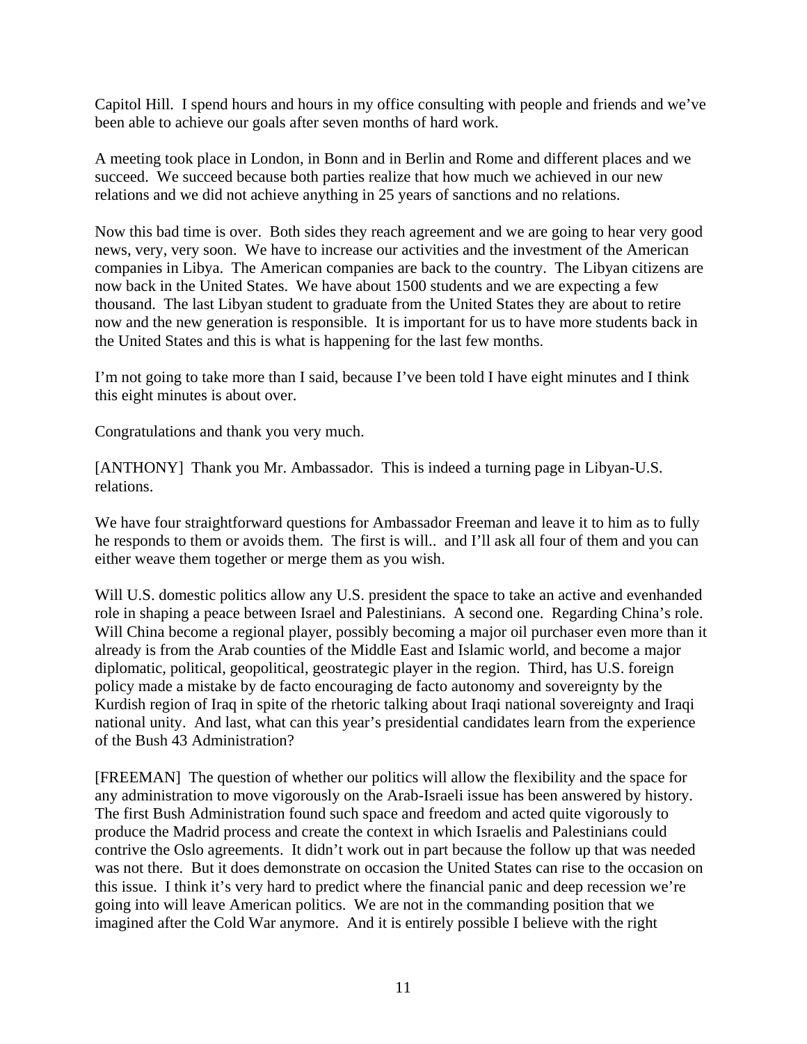Capitol Hill. I spend hours and hours in my office consulting with people and friends and we've been able to achieve our goals after seven months of hard work.

A meeting took place in London, in Bonn and in Berlin and Rome and different places and we succeed. We succeed because both parties realize that how much we achieved in our new relations and we did not achieve anything in 25 years of sanctions and no relations.

Now this bad time is over. Both sides they reach agreement and we are going to hear very good news, very, very soon. We have to increase our activities and the investment of the American companies in Libya. The American companies are back to the country. The Libyan citizens are now back in the United States. We have about 1500 students and we are expecting a few thousand. The last Libyan student to graduate from the United States they are about to retire now and the new generation is responsible. It is important for us to have more students back in the United States and this is what is happening for the last few months.

I'm not going to take more than I said, because I've been told I have eight minutes and I think this eight minutes is about over.

Congratulations and thank you very much.

[ANTHONY] Thank you Mr. Ambassador. This is indeed a turning page in Libyan-U.S. relations.

We have four straightforward questions for Ambassador Freeman and leave it to him as to fully he responds to them or avoids them. The first is will.. and I'll ask all four of them and you can either weave them together or merge them as you wish.

Will U.S. domestic politics allow any U.S. president the space to take an active and evenhanded role in shaping a peace between Israel and Palestinians. A second one. Regarding China's role. Will China become a regional player, possibly becoming a major oil purchaser even more than it already is from the Arab counties of the Middle East and Islamic world, and become a major diplomatic, political, geopolitical, geostrategic player in the region. Third, has U.S. foreign policy made a mistake by de facto encouraging de facto autonomy and sovereignty by the Kurdish region of Iraq in spite of the rhetoric talking about Iraqi national sovereignty and Iraqi national unity. And last, what can this year's presidential candidates learn from the experience of the Bush 43 Administration?

[FREEMAN] The question of whether our politics will allow the flexibility and the space for any administration to move vigorously on the Arab-Israeli issue has been answered by history. The first Bush Administration found such space and freedom and acted quite vigorously to produce the Madrid process and create the context in which Israelis and Palestinians could contrive the Oslo agreements. It didn't work out in part because the follow up that was needed was not there. But it does demonstrate on occasion the United States can rise to the occasion on this issue. I think it's very hard to predict where the financial panic and deep recession we're going into will leave American politics. We are not in the commanding position that we imagined after the Cold War anymore. And it is entirely possible I believe with the right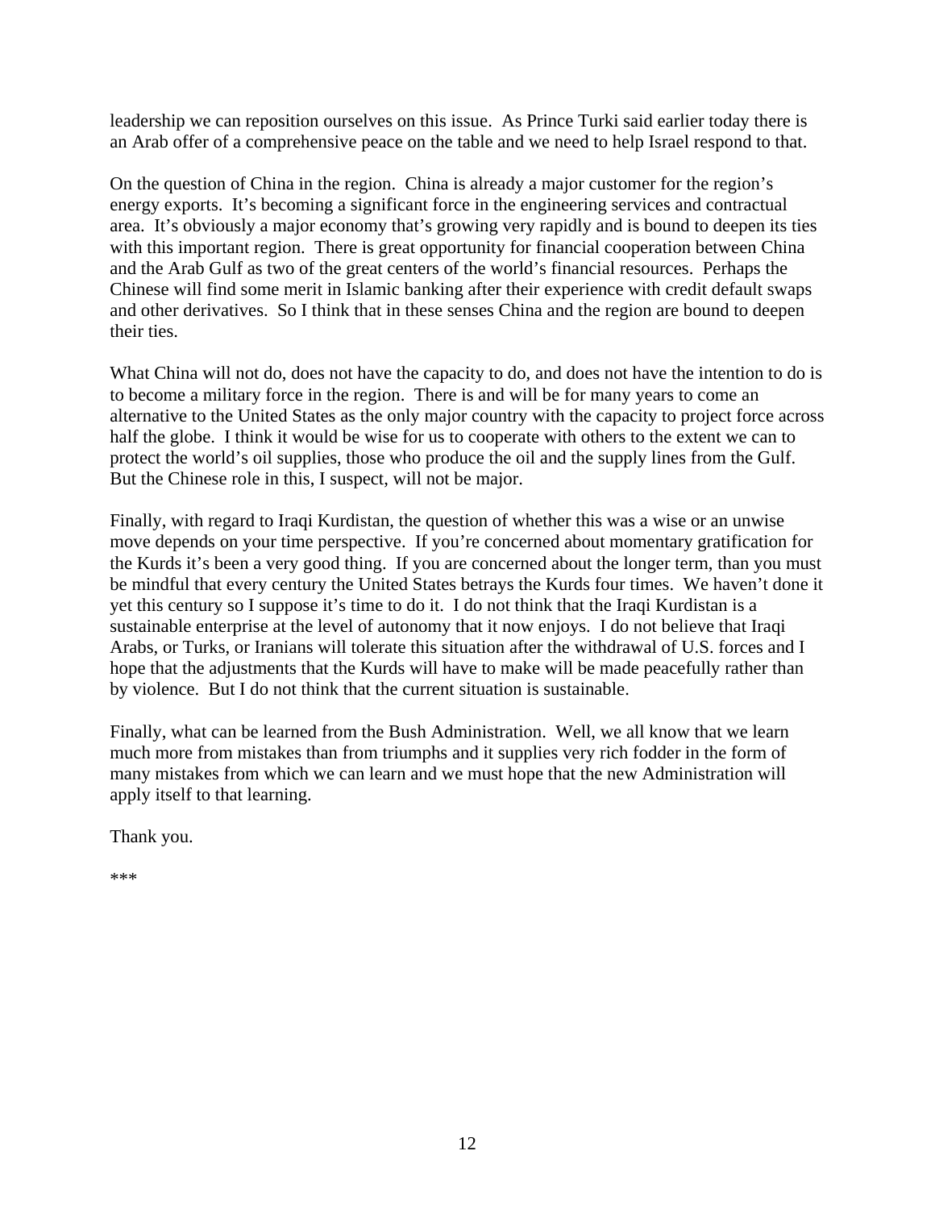leadership we can reposition ourselves on this issue. As Prince Turki said earlier today there is an Arab offer of a comprehensive peace on the table and we need to help Israel respond to that.

On the question of China in the region. China is already a major customer for the region's energy exports. It's becoming a significant force in the engineering services and contractual area. It's obviously a major economy that's growing very rapidly and is bound to deepen its ties with this important region. There is great opportunity for financial cooperation between China and the Arab Gulf as two of the great centers of the world's financial resources. Perhaps the Chinese will find some merit in Islamic banking after their experience with credit default swaps and other derivatives. So I think that in these senses China and the region are bound to deepen their ties.

What China will not do, does not have the capacity to do, and does not have the intention to do is to become a military force in the region. There is and will be for many years to come an alternative to the United States as the only major country with the capacity to project force across half the globe. I think it would be wise for us to cooperate with others to the extent we can to protect the world's oil supplies, those who produce the oil and the supply lines from the Gulf. But the Chinese role in this, I suspect, will not be major.

Finally, with regard to Iraqi Kurdistan, the question of whether this was a wise or an unwise move depends on your time perspective. If you're concerned about momentary gratification for the Kurds it's been a very good thing. If you are concerned about the longer term, than you must be mindful that every century the United States betrays the Kurds four times. We haven't done it yet this century so I suppose it's time to do it. I do not think that the Iraqi Kurdistan is a sustainable enterprise at the level of autonomy that it now enjoys. I do not believe that Iraqi Arabs, or Turks, or Iranians will tolerate this situation after the withdrawal of U.S. forces and I hope that the adjustments that the Kurds will have to make will be made peacefully rather than by violence. But I do not think that the current situation is sustainable.

Finally, what can be learned from the Bush Administration. Well, we all know that we learn much more from mistakes than from triumphs and it supplies very rich fodder in the form of many mistakes from which we can learn and we must hope that the new Administration will apply itself to that learning.

Thank you.

***